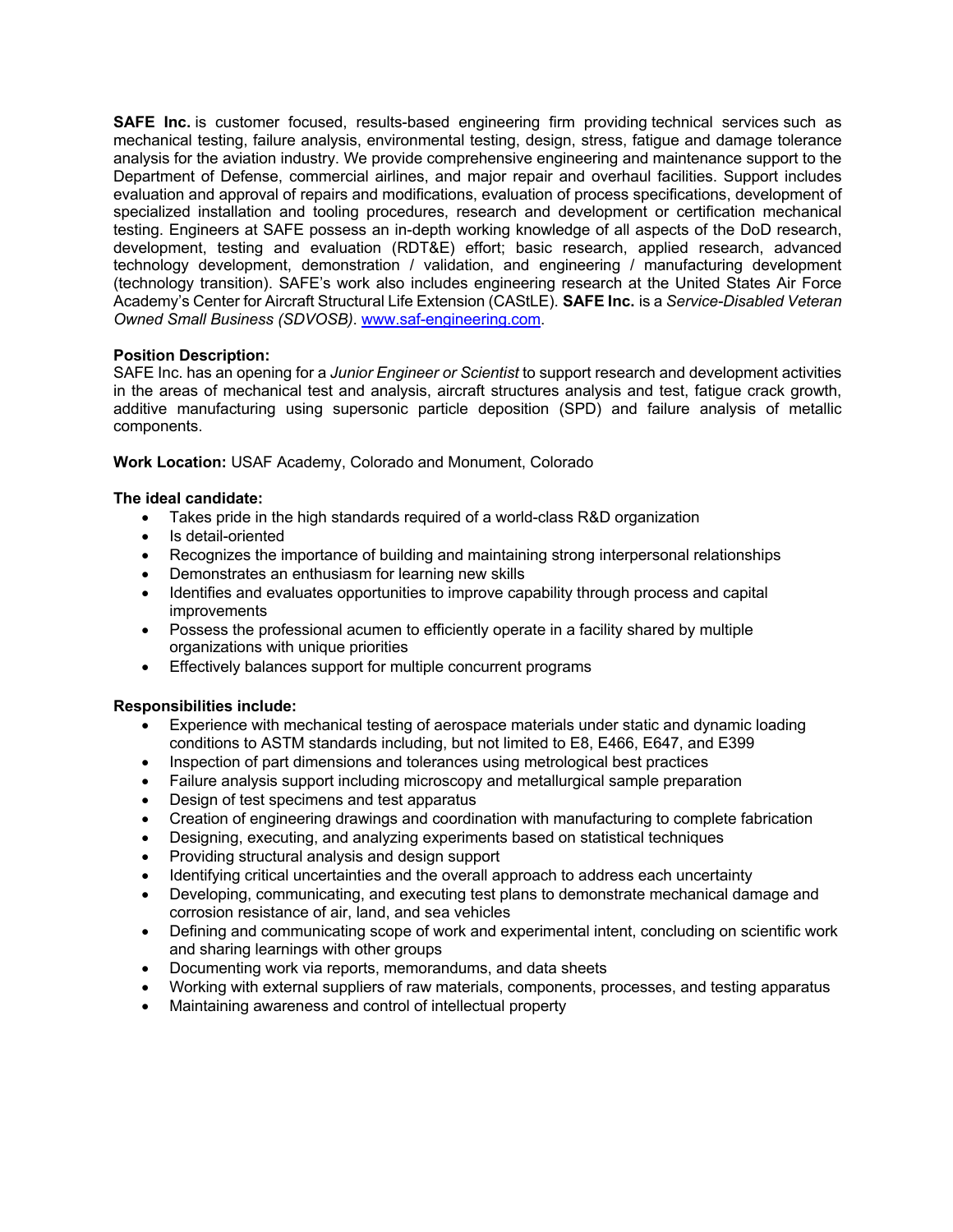**SAFE Inc.** is customer focused, results-based engineering firm providing technical services such as mechanical testing, failure analysis, environmental testing, design, stress, fatigue and damage tolerance analysis for the aviation industry. We provide comprehensive engineering and maintenance support to the Department of Defense, commercial airlines, and major repair and overhaul facilities. Support includes evaluation and approval of repairs and modifications, evaluation of process specifications, development of specialized installation and tooling procedures, research and development or certification mechanical testing. Engineers at SAFE possess an in-depth working knowledge of all aspects of the DoD research, development, testing and evaluation (RDT&E) effort; basic research, applied research, advanced technology development, demonstration / validation, and engineering / manufacturing development (technology transition). SAFE's work also includes engineering research at the United States Air Force Academy's Center for Aircraft Structural Life Extension (CAStLE). **SAFE Inc.** is a *Service-Disabled Veteran Owned Small Business (SDVOSB)*. [www.saf-engineering.com](http://www.saf-engineering.com).

**Position Description:**
SAFE Inc. has an opening for a *Junior Engineer or Scientist* to support research and development activities in the areas of mechanical test and analysis, aircraft structures analysis and test, fatigue crack growth, additive manufacturing using supersonic particle deposition (SPD) and failure analysis of metallic components.

**Work Location:** USAF Academy, Colorado and Monument, Colorado

**The ideal candidate:**

- Takes pride in the high standards required of a world-class R&D organization
- Is detail-oriented
- Recognizes the importance of building and maintaining strong interpersonal relationships
- Demonstrates an enthusiasm for learning new skills
- Identifies and evaluates opportunities to improve capability through process and capital improvements
- Possess the professional acumen to efficiently operate in a facility shared by multiple organizations with unique priorities
- Effectively balances support for multiple concurrent programs

**Responsibilities include:**

- Experience with mechanical testing of aerospace materials under static and dynamic loading conditions to ASTM standards including, but not limited to E8, E466, E647, and E399
- Inspection of part dimensions and tolerances using metrological best practices
- Failure analysis support including microscopy and metallurgical sample preparation
- Design of test specimens and test apparatus
- Creation of engineering drawings and coordination with manufacturing to complete fabrication
- Designing, executing, and analyzing experiments based on statistical techniques
- Providing structural analysis and design support
- Identifying critical uncertainties and the overall approach to address each uncertainty
- Developing, communicating, and executing test plans to demonstrate mechanical damage and corrosion resistance of air, land, and sea vehicles
- Defining and communicating scope of work and experimental intent, concluding on scientific work and sharing learnings with other groups
- Documenting work via reports, memorandums, and data sheets
- Working with external suppliers of raw materials, components, processes, and testing apparatus
- Maintaining awareness and control of intellectual property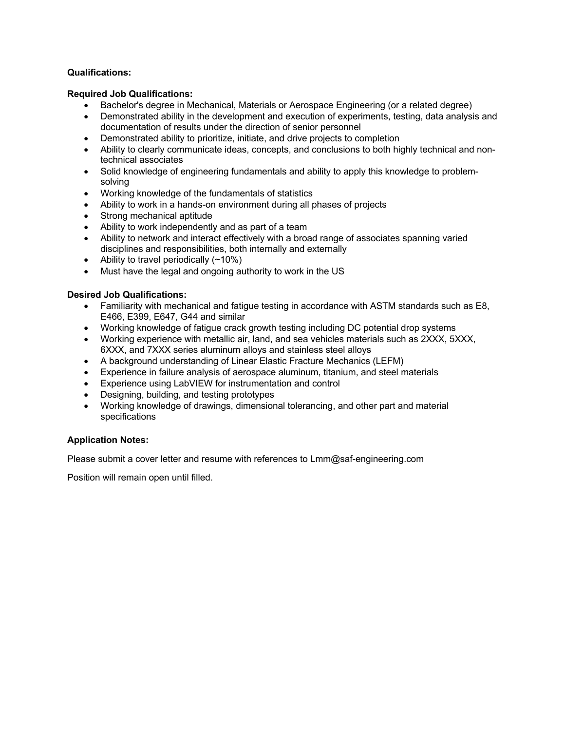**Qualifications:**

**Required Job Qualifications:**

- Bachelor's degree in Mechanical, Materials or Aerospace Engineering (or a related degree)
- Demonstrated ability in the development and execution of experiments, testing, data analysis and documentation of results under the direction of senior personnel
- Demonstrated ability to prioritize, initiate, and drive projects to completion
- Ability to clearly communicate ideas, concepts, and conclusions to both highly technical and non-technical associates
- Solid knowledge of engineering fundamentals and ability to apply this knowledge to problem-solving
- Working knowledge of the fundamentals of statistics
- Ability to work in a hands-on environment during all phases of projects
- Strong mechanical aptitude
- Ability to work independently and as part of a team
- Ability to network and interact effectively with a broad range of associates spanning varied disciplines and responsibilities, both internally and externally
- Ability to travel periodically (~10%)
- Must have the legal and ongoing authority to work in the US

**Desired Job Qualifications:**

- Familiarity with mechanical and fatigue testing in accordance with ASTM standards such as E8, E466, E399, E647, G44 and similar
- Working knowledge of fatigue crack growth testing including DC potential drop systems
- Working experience with metallic air, land, and sea vehicles materials such as 2XXX, 5XXX, 6XXX, and 7XXX series aluminum alloys and stainless steel alloys
- A background understanding of Linear Elastic Fracture Mechanics (LEFM)
- Experience in failure analysis of aerospace aluminum, titanium, and steel materials
- Experience using LabVIEW for instrumentation and control
- Designing, building, and testing prototypes
- Working knowledge of drawings, dimensional tolerancing, and other part and material specifications

**Application Notes:**

Please submit a cover letter and resume with references to Lmm@saf-engineering.com

Position will remain open until filled.